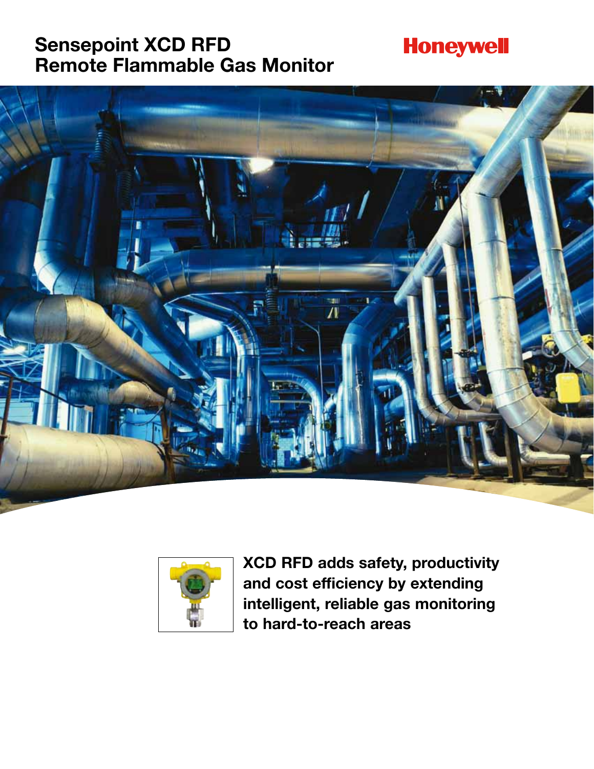# Sensepoint XCD RFD
# Remote Flammable Gas Monitor

Honeywell

**XCD RFD adds safety, productivity and cost efficiency by extending intelligent, reliable gas monitoring to hard-to-reach areas**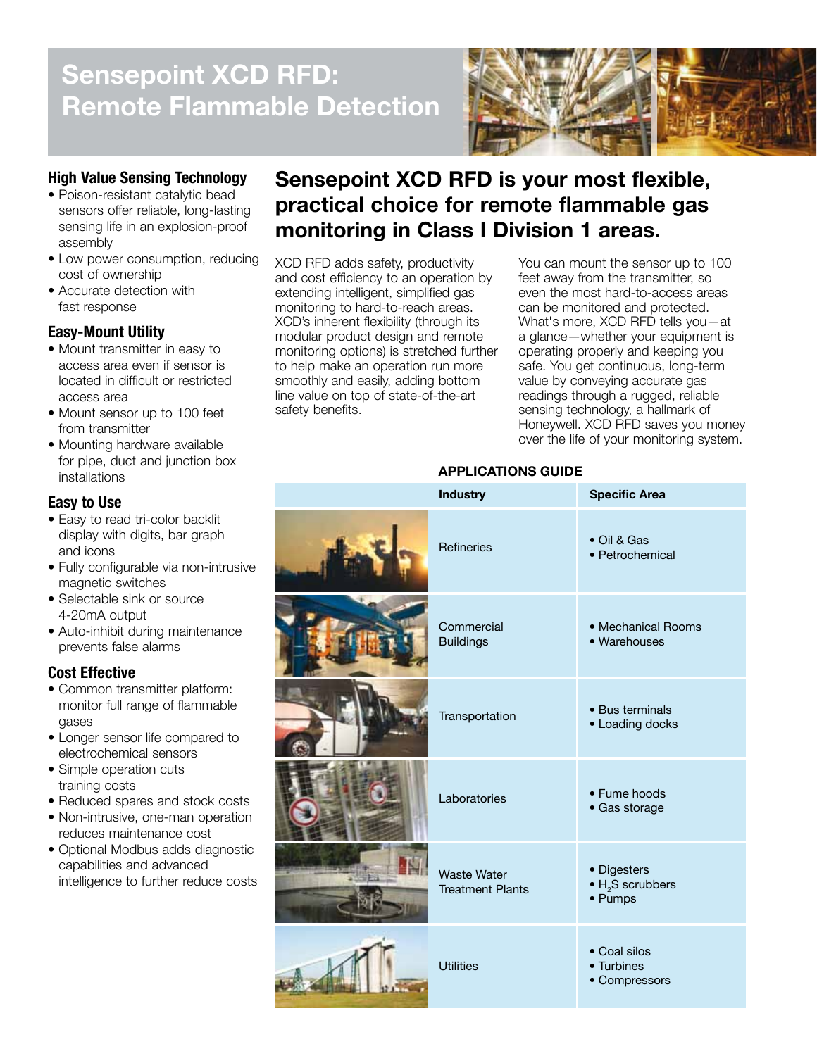# Sensepoint XCD RFD: Remote Flammable Detection

### High Value Sensing Technology

- Poison-resistant catalytic bead sensors offer reliable, long-lasting sensing life in an explosion-proof assembly
- Low power consumption, reducing cost of ownership
- Accurate detection with fast response

### Easy-Mount Utility

- Mount transmitter in easy to access area even if sensor is located in difficult or restricted access area
- Mount sensor up to 100 feet from transmitter
- Mounting hardware available for pipe, duct and junction box installations

### Easy to Use

- Easy to read tri-color backlit display with digits, bar graph and icons
- Fully configurable via non-intrusive magnetic switches
- Selectable sink or source 4-20mA output
- Auto-inhibit during maintenance prevents false alarms

### Cost Effective

- Common transmitter platform: monitor full range of flammable gases
- Longer sensor life compared to electrochemical sensors
- Simple operation cuts training costs
- Reduced spares and stock costs
- Non-intrusive, one-man operation reduces maintenance cost
- Optional Modbus adds diagnostic capabilities and advanced intelligence to further reduce costs

## Sensepoint XCD RFD is your most flexible, practical choice for remote flammable gas monitoring in Class I Division 1 areas.

XCD RFD adds safety, productivity and cost efficiency to an operation by extending intelligent, simplified gas monitoring to hard-to-reach areas. XCD's inherent flexibility (through its modular product design and remote monitoring options) is stretched further to help make an operation run more smoothly and easily, adding bottom line value on top of state-of-the-art safety benefits.

You can mount the sensor up to 100 feet away from the transmitter, so even the most hard-to-access areas can be monitored and protected. What's more, XCD RFD tells you—at a glance—whether your equipment is operating properly and keeping you safe. You get continuous, long-term value by conveying accurate gas readings through a rugged, reliable sensing technology, a hallmark of Honeywell. XCD RFD saves you money over the life of your monitoring system.

**APPLICATIONS GUIDE**

| Industry | Specific Area |
|---|---|
| Refineries | • Oil & Gas<br>• Petrochemical |
| Commercial Buildings | • Mechanical Rooms<br>• Warehouses |
| Transportation | • Bus terminals<br>• Loading docks |
| Laboratories | • Fume hoods<br>• Gas storage |
| Waste Water Treatment Plants | • Digesters<br>• $H_2S$ scrubbers<br>• Pumps |
| Utilities | • Coal silos<br>• Turbines<br>• Compressors |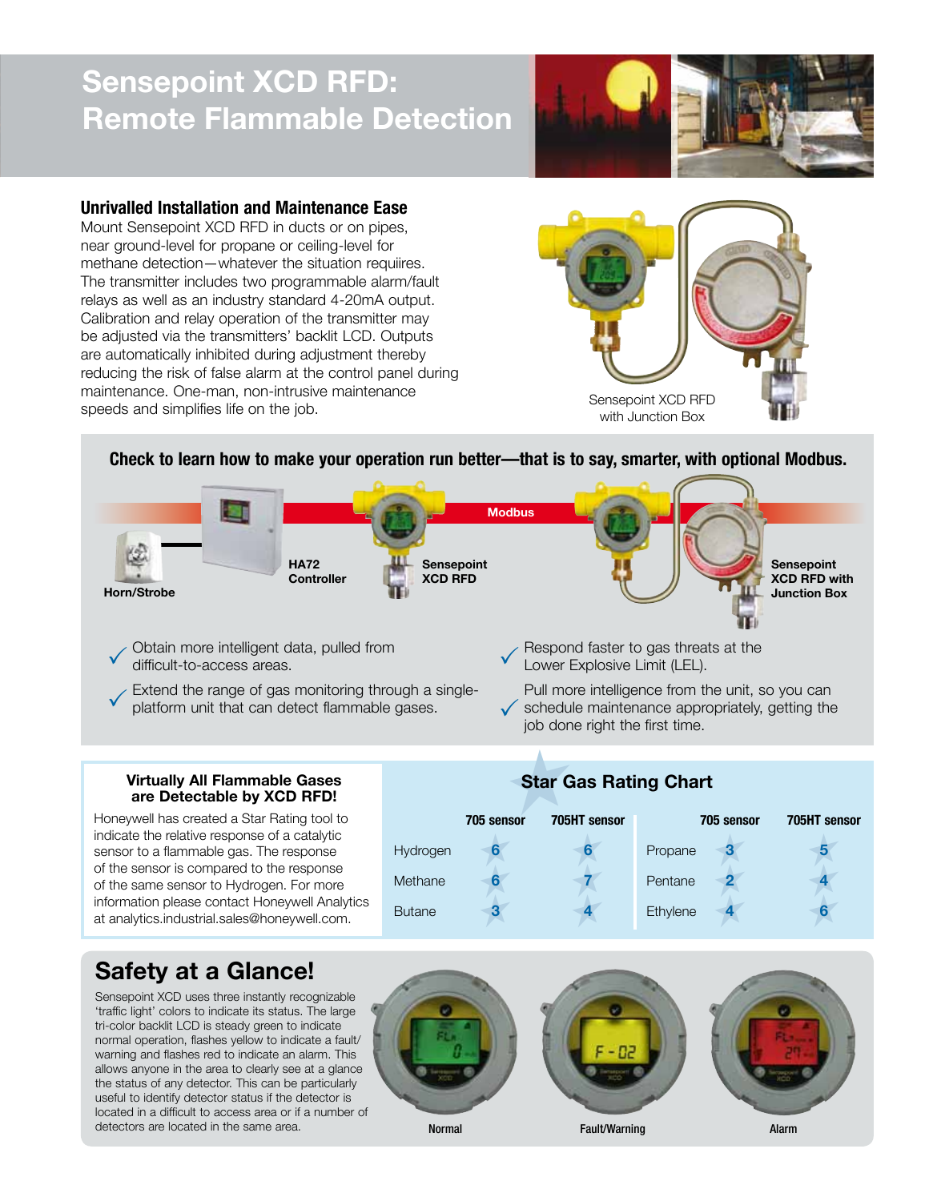# Sensepoint XCD RFD: Remote Flammable Detection

## Unrivalled Installation and Maintenance Ease

Mount Sensepoint XCD RFD in ducts or on pipes, near ground-level for propane or ceiling-level for methane detection—whatever the situation requiires. The transmitter includes two programmable alarm/fault relays as well as an industry standard 4-20mA output. Calibration and relay operation of the transmitter may be adjusted via the transmitters' backlit LCD. Outputs are automatically inhibited during adjustment thereby reducing the risk of false alarm at the control panel during maintenance. One-man, non-intrusive maintenance speeds and simplifies life on the job.

Sensepoint XCD RFD with Junction Box

## Check to learn how to make your operation run better—that is to say, smarter, with optional Modbus.

Horn/Strobe — HA72 Controller — Sensepoint XCD RFD — Modbus — Sensepoint XCD RFD with Junction Box

- ✓ Obtain more intelligent data, pulled from difficult-to-access areas.
- ✓ Extend the range of gas monitoring through a single-platform unit that can detect flammable gases.
- ✓ Respond faster to gas threats at the Lower Explosive Limit (LEL).
- ✓ Pull more intelligence from the unit, so you can schedule maintenance appropriately, getting the job done right the first time.

### Virtually All Flammable Gases are Detectable by XCD RFD!

Honeywell has created a Star Rating tool to indicate the relative response of a catalytic sensor to a flammable gas. The response of the sensor is compared to the response of the same sensor to Hydrogen. For more information please contact Honeywell Analytics at analytics.industrial.sales@honeywell.com.

### Star Gas Rating Chart

| | 705 sensor | 705HT sensor | | 705 sensor | 705HT sensor |
|---|---|---|---|---|---|
| Hydrogen | 6 | 6 | Propane | 3 | 5 |
| Methane | 6 | 7 | Pentane | 2 | 4 |
| Butane | 3 | 4 | Ethylene | 4 | 6 |

## Safety at a Glance!

Sensepoint XCD uses three instantly recognizable 'traffic light' colors to indicate its status. The large tri-color backlit LCD is steady green to indicate normal operation, flashes yellow to indicate a fault/warning and flashes red to indicate an alarm. This allows anyone in the area to clearly see at a glance the status of any detector. This can be particularly useful to identify detector status if the detector is located in a difficult to access area or if a number of detectors are located in the same area.

Normal — Fault/Warning — Alarm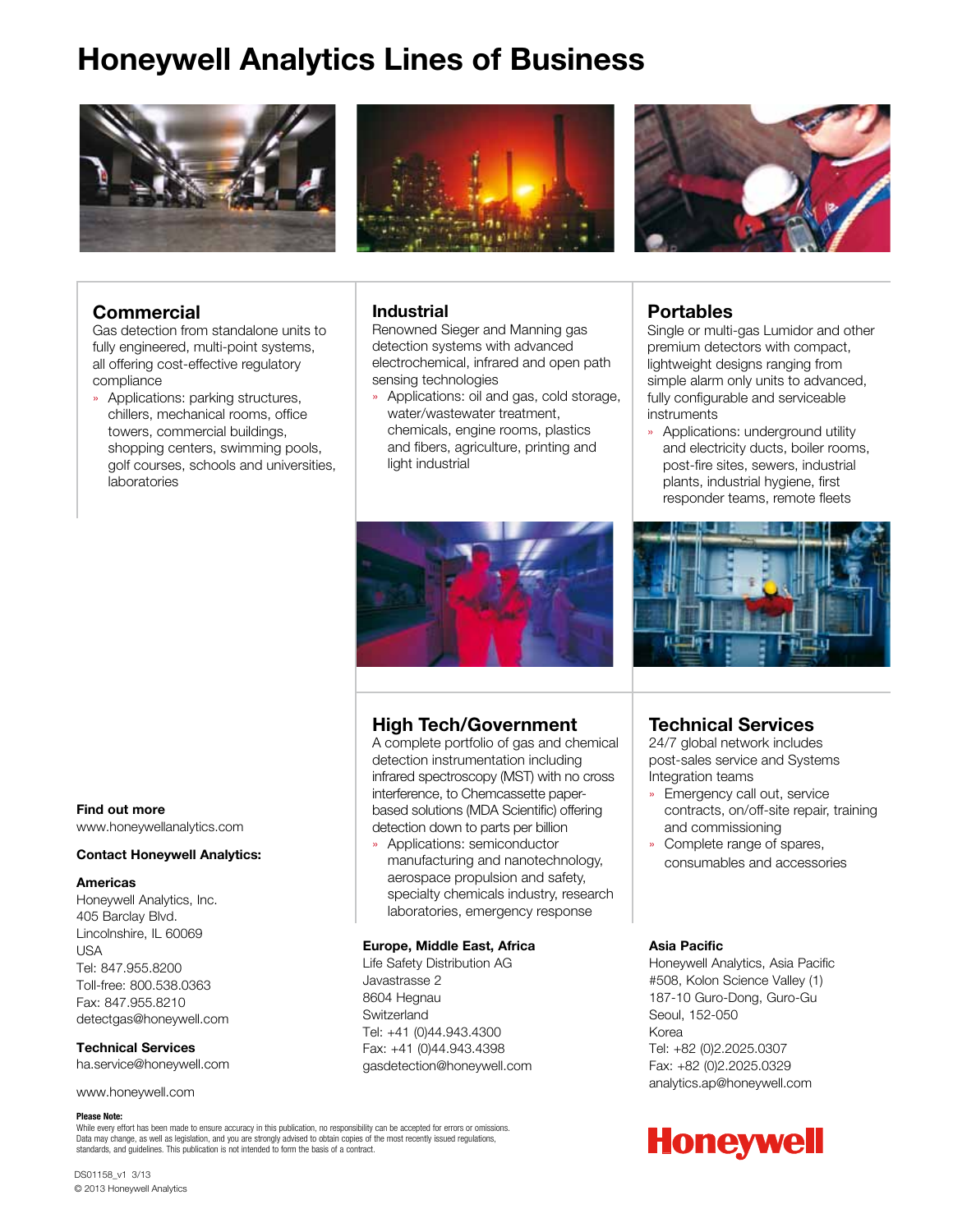# Honeywell Analytics Lines of Business

## Commercial

Gas detection from standalone units to fully engineered, multi-point systems, all offering cost-effective regulatory compliance

- Applications: parking structures, chillers, mechanical rooms, office towers, commercial buildings, shopping centers, swimming pools, golf courses, schools and universities, laboratories

## Industrial

Renowned Sieger and Manning gas detection systems with advanced electrochemical, infrared and open path sensing technologies

- Applications: oil and gas, cold storage, water/wastewater treatment, chemicals, engine rooms, plastics and fibers, agriculture, printing and light industrial

## Portables

Single or multi-gas Lumidor and other premium detectors with compact, lightweight designs ranging from simple alarm only units to advanced, fully configurable and serviceable instruments

- Applications: underground utility and electricity ducts, boiler rooms, post-fire sites, sewers, industrial plants, industrial hygiene, first responder teams, remote fleets

## High Tech/Government

A complete portfolio of gas and chemical detection instrumentation including infrared spectroscopy (MST) with no cross interference, to Chemcassette paper-based solutions (MDA Scientific) offering detection down to parts per billion

- Applications: semiconductor manufacturing and nanotechnology, aerospace propulsion and safety, specialty chemicals industry, research laboratories, emergency response

## Technical Services

24/7 global network includes post-sales service and Systems Integration teams

- Emergency call out, service contracts, on/off-site repair, training and commissioning
- Complete range of spares, consumables and accessories

**Find out more**
www.honeywellanalytics.com

**Contact Honeywell Analytics:**

**Americas**
Honeywell Analytics, Inc.
405 Barclay Blvd.
Lincolnshire, IL 60069
USA
Tel: 847.955.8200
Toll-free: 800.538.0363
Fax: 847.955.8210
detectgas@honeywell.com

**Technical Services**
ha.service@honeywell.com

www.honeywell.com

**Europe, Middle East, Africa**
Life Safety Distribution AG
Javastrasse 2
8604 Hegnau
Switzerland
Tel: +41 (0)44.943.4300
Fax: +41 (0)44.943.4398
gasdetection@honeywell.com

**Asia Pacific**
Honeywell Analytics, Asia Pacific
#508, Kolon Science Valley (1)
187-10 Guro-Dong, Guro-Gu
Seoul, 152-050
Korea
Tel: +82 (0)2.2025.0307
Fax: +82 (0)2.2025.0329
analytics.ap@honeywell.com

**Please Note:**
While every effort has been made to ensure accuracy in this publication, no responsibility can be accepted for errors or omissions. Data may change, as well as legislation, and you are strongly advised to obtain copies of the most recently issued regulations, standards, and guidelines. This publication is not intended to form the basis of a contract.

**Honeywell**

DS01158_v1 3/13
© 2013 Honeywell Analytics